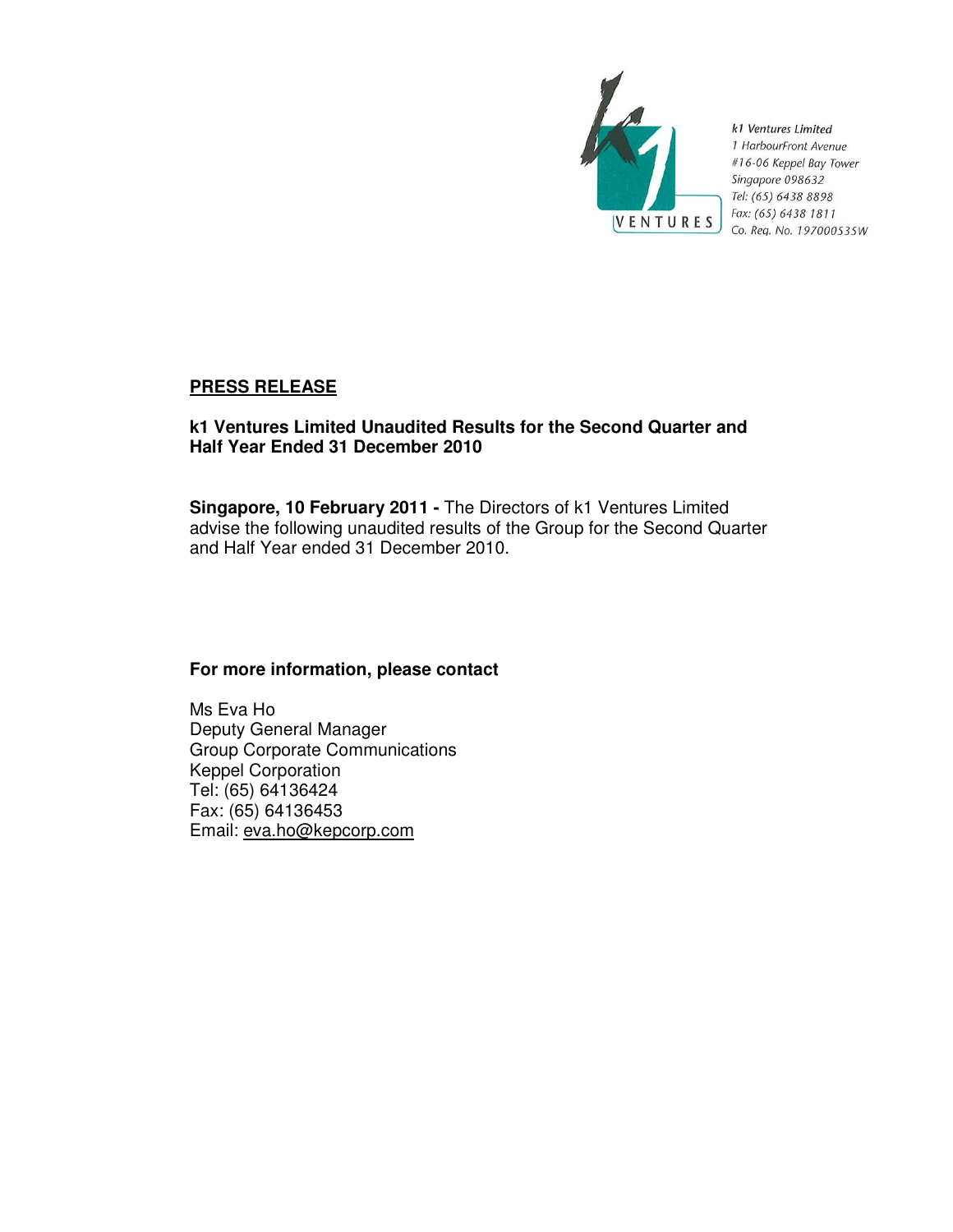k1 Ventures Limited
1 HarbourFront Avenue
#16-06 Keppel Bay Tower
Singapore 098632
Tel: (65) 6438 8898
Fax: (65) 6438 1811
Co. Reg. No. 197000535W

## PRESS RELEASE

**k1 Ventures Limited Unaudited Results for the Second Quarter and Half Year Ended 31 December 2010**

**Singapore, 10 February 2011 -** The Directors of k1 Ventures Limited advise the following unaudited results of the Group for the Second Quarter and Half Year ended 31 December 2010.

**For more information, please contact**

Ms Eva Ho
Deputy General Manager
Group Corporate Communications
Keppel Corporation
Tel: (65) 64136424
Fax: (65) 64136453
Email: eva.ho@kepcorp.com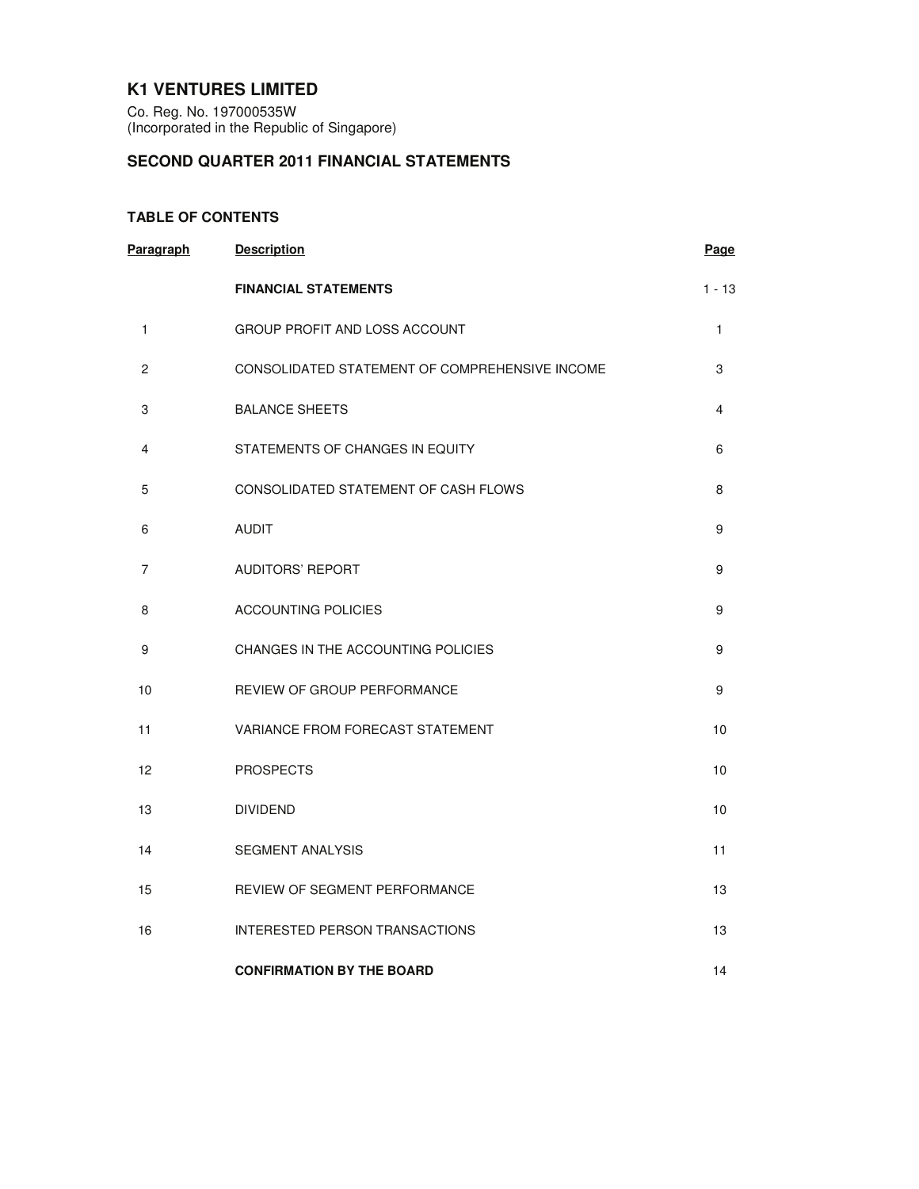# K1 VENTURES LIMITED

Co. Reg. No. 197000535W
(Incorporated in the Republic of Singapore)

## SECOND QUARTER 2011 FINANCIAL STATEMENTS

### TABLE OF CONTENTS

| Paragraph | Description | Page |
|---|---|---|
| | **FINANCIAL STATEMENTS** | 1 - 13 |
| 1 | GROUP PROFIT AND LOSS ACCOUNT | 1 |
| 2 | CONSOLIDATED STATEMENT OF COMPREHENSIVE INCOME | 3 |
| 3 | BALANCE SHEETS | 4 |
| 4 | STATEMENTS OF CHANGES IN EQUITY | 6 |
| 5 | CONSOLIDATED STATEMENT OF CASH FLOWS | 8 |
| 6 | AUDIT | 9 |
| 7 | AUDITORS' REPORT | 9 |
| 8 | ACCOUNTING POLICIES | 9 |
| 9 | CHANGES IN THE ACCOUNTING POLICIES | 9 |
| 10 | REVIEW OF GROUP PERFORMANCE | 9 |
| 11 | VARIANCE FROM FORECAST STATEMENT | 10 |
| 12 | PROSPECTS | 10 |
| 13 | DIVIDEND | 10 |
| 14 | SEGMENT ANALYSIS | 11 |
| 15 | REVIEW OF SEGMENT PERFORMANCE | 13 |
| 16 | INTERESTED PERSON TRANSACTIONS | 13 |
| | **CONFIRMATION BY THE BOARD** | 14 |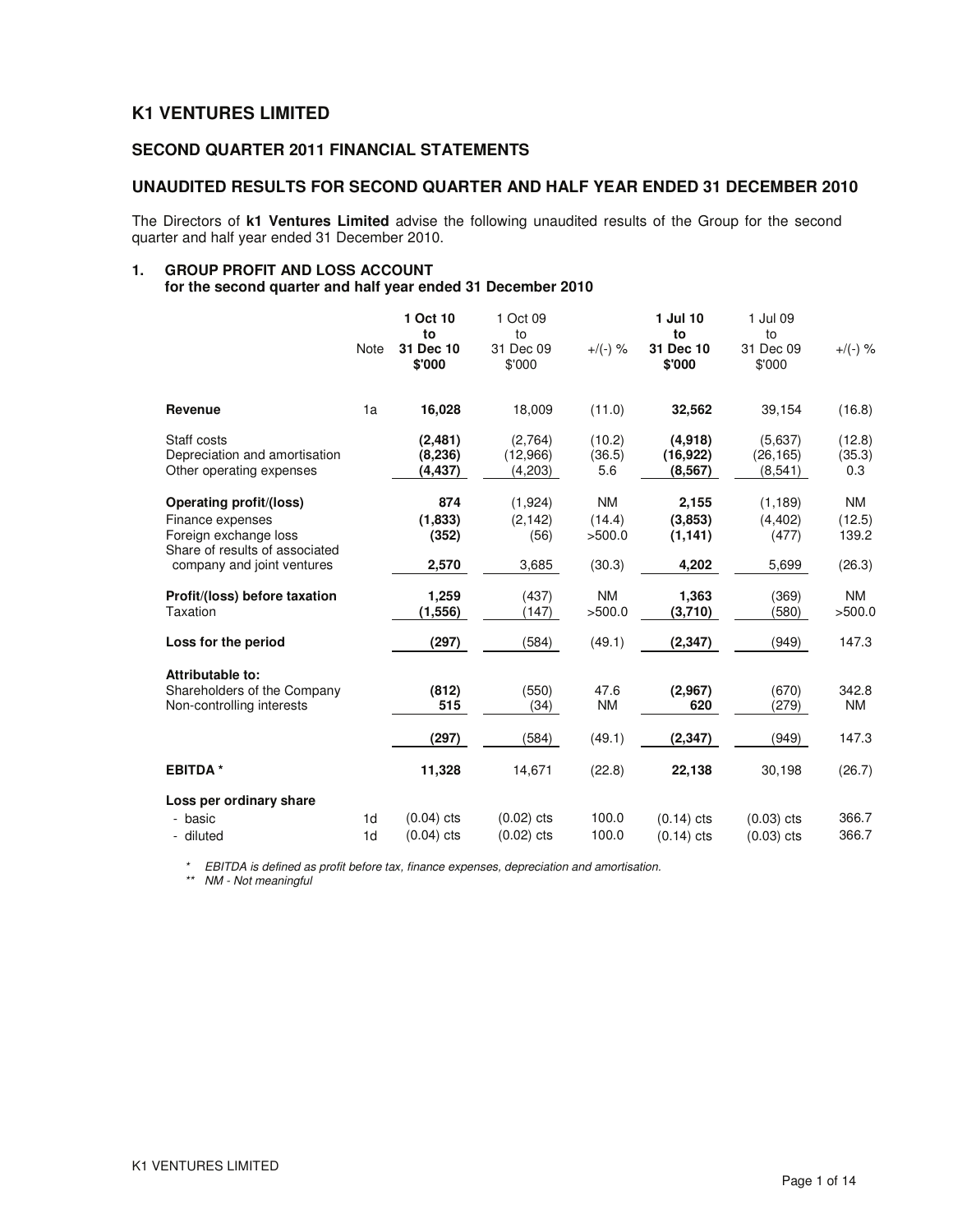# K1 VENTURES LIMITED

## SECOND QUARTER 2011 FINANCIAL STATEMENTS

## UNAUDITED RESULTS FOR SECOND QUARTER AND HALF YEAR ENDED 31 DECEMBER 2010

The Directors of **k1 Ventures Limited** advise the following unaudited results of the Group for the second quarter and half year ended 31 December 2010.

### 1. GROUP PROFIT AND LOSS ACCOUNT
**for the second quarter and half year ended 31 December 2010**

| | Note | **1 Oct 10 to 31 Dec 10 $'000** | 1 Oct 09 to 31 Dec 09 $'000 | +/(-) % | **1 Jul 10 to 31 Dec 10 $'000** | 1 Jul 09 to 31 Dec 09 $'000 | +/(-) % |
|---|---|---|---|---|---|---|---|
| **Revenue** | 1a | **16,028** | 18,009 | (11.0) | **32,562** | 39,154 | (16.8) |
| Staff costs | | **(2,481)** | (2,764) | (10.2) | **(4,918)** | (5,637) | (12.8) |
| Depreciation and amortisation | | **(8,236)** | (12,966) | (36.5) | **(16,922)** | (26,165) | (35.3) |
| Other operating expenses | | **(4,437)** | (4,203) | 5.6 | **(8,567)** | (8,541) | 0.3 |
| **Operating profit/(loss)** | | **874** | (1,924) | NM | **2,155** | (1,189) | NM |
| Finance expenses | | **(1,833)** | (2,142) | (14.4) | **(3,853)** | (4,402) | (12.5) |
| Foreign exchange loss | | **(352)** | (56) | >500.0 | **(1,141)** | (477) | 139.2 |
| Share of results of associated company and joint ventures | | **2,570** | 3,685 | (30.3) | **4,202** | 5,699 | (26.3) |
| **Profit/(loss) before taxation** | | **1,259** | (437) | NM | **1,363** | (369) | NM |
| Taxation | | **(1,556)** | (147) | >500.0 | **(3,710)** | (580) | >500.0 |
| **Loss for the period** | | **(297)** | (584) | (49.1) | **(2,347)** | (949) | 147.3 |
| **Attributable to:** | | | | | | | |
| Shareholders of the Company | | **(812)** | (550) | 47.6 | **(2,967)** | (670) | 342.8 |
| Non-controlling interests | | **515** | (34) | NM | **620** | (279) | NM |
| | | **(297)** | (584) | (49.1) | **(2,347)** | (949) | 147.3 |
| **EBITDA** * | | **11,328** | 14,671 | (22.8) | **22,138** | 30,198 | (26.7) |
| **Loss per ordinary share** | | | | | | | |
| - basic | 1d | (0.04) cts | (0.02) cts | 100.0 | (0.14) cts | (0.03) cts | 366.7 |
| - diluted | 1d | (0.04) cts | (0.02) cts | 100.0 | (0.14) cts | (0.03) cts | 366.7 |

*\* EBITDA is defined as profit before tax, finance expenses, depreciation and amortisation.*

*\*\* NM - Not meaningful*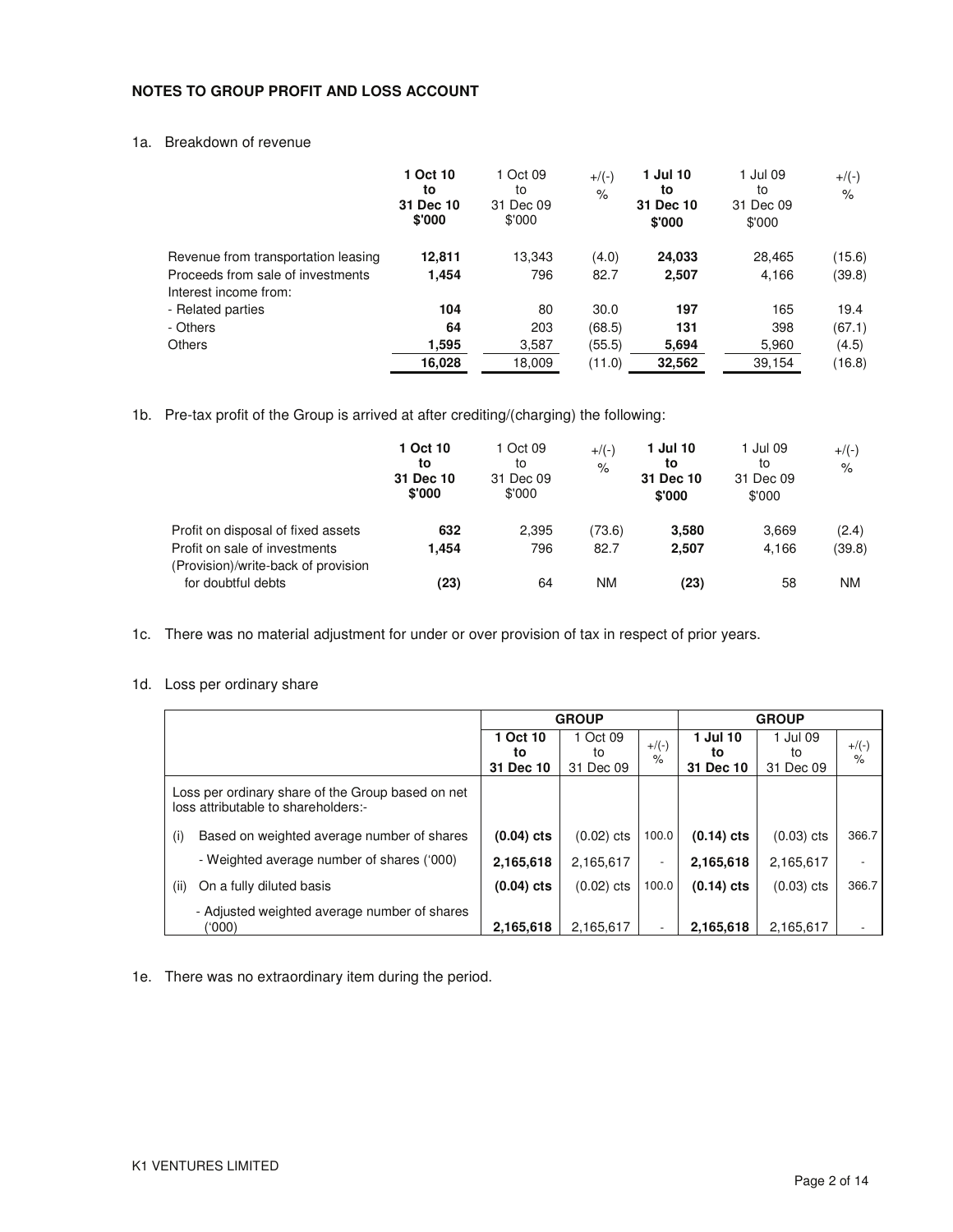## NOTES TO GROUP PROFIT AND LOSS ACCOUNT

1a. Breakdown of revenue

| | 1 Oct 10 to 31 Dec 10 $'000 | 1 Oct 09 to 31 Dec 09 $'000 | +/(-) % | 1 Jul 10 to 31 Dec 10 $'000 | 1 Jul 09 to 31 Dec 09 $'000 | +/(-) % |
|---|---|---|---|---|---|---|
| Revenue from transportation leasing | **12,811** | 13,343 | (4.0) | **24,033** | 28,465 | (15.6) |
| Proceeds from sale of investments | **1,454** | 796 | 82.7 | **2,507** | 4,166 | (39.8) |
| Interest income from: | | | | | | |
| - Related parties | **104** | 80 | 30.0 | **197** | 165 | 19.4 |
| - Others | **64** | 203 | (68.5) | **131** | 398 | (67.1) |
| Others | **1,595** | 3,587 | (55.5) | **5,694** | 5,960 | (4.5) |
| | **16,028** | 18,009 | (11.0) | **32,562** | 39,154 | (16.8) |

1b. Pre-tax profit of the Group is arrived at after crediting/(charging) the following:

| | 1 Oct 10 to 31 Dec 10 $'000 | 1 Oct 09 to 31 Dec 09 $'000 | +/(-) % | 1 Jul 10 to 31 Dec 10 $'000 | 1 Jul 09 to 31 Dec 09 $'000 | +/(-) % |
|---|---|---|---|---|---|---|
| Profit on disposal of fixed assets | **632** | 2,395 | (73.6) | **3,580** | 3,669 | (2.4) |
| Profit on sale of investments | **1,454** | 796 | 82.7 | **2,507** | 4,166 | (39.8) |
| (Provision)/write-back of provision for doubtful debts | **(23)** | 64 | NM | **(23)** | 58 | NM |

1c. There was no material adjustment for under or over provision of tax in respect of prior years.

1d. Loss per ordinary share

| | GROUP | | | GROUP | | |
|---|---|---|---|---|---|---|
| | **1 Oct 10 to 31 Dec 10** | 1 Oct 09 to 31 Dec 09 | +/(-) % | **1 Jul 10 to 31 Dec 10** | 1 Jul 09 to 31 Dec 09 | +/(-) % |
| Loss per ordinary share of the Group based on net loss attributable to shareholders:- | | | | | | |
| (i) Based on weighted average number of shares | **(0.04) cts** | (0.02) cts | 100.0 | **(0.14) cts** | (0.03) cts | 366.7 |
| - Weighted average number of shares ('000) | **2,165,618** | 2,165,617 | - | **2,165,618** | 2,165,617 | - |
| (ii) On a fully diluted basis | **(0.04) cts** | (0.02) cts | 100.0 | **(0.14) cts** | (0.03) cts | 366.7 |
| - Adjusted weighted average number of shares ('000) | **2,165,618** | 2,165,617 | - | **2,165,618** | 2,165,617 | - |

1e. There was no extraordinary item during the period.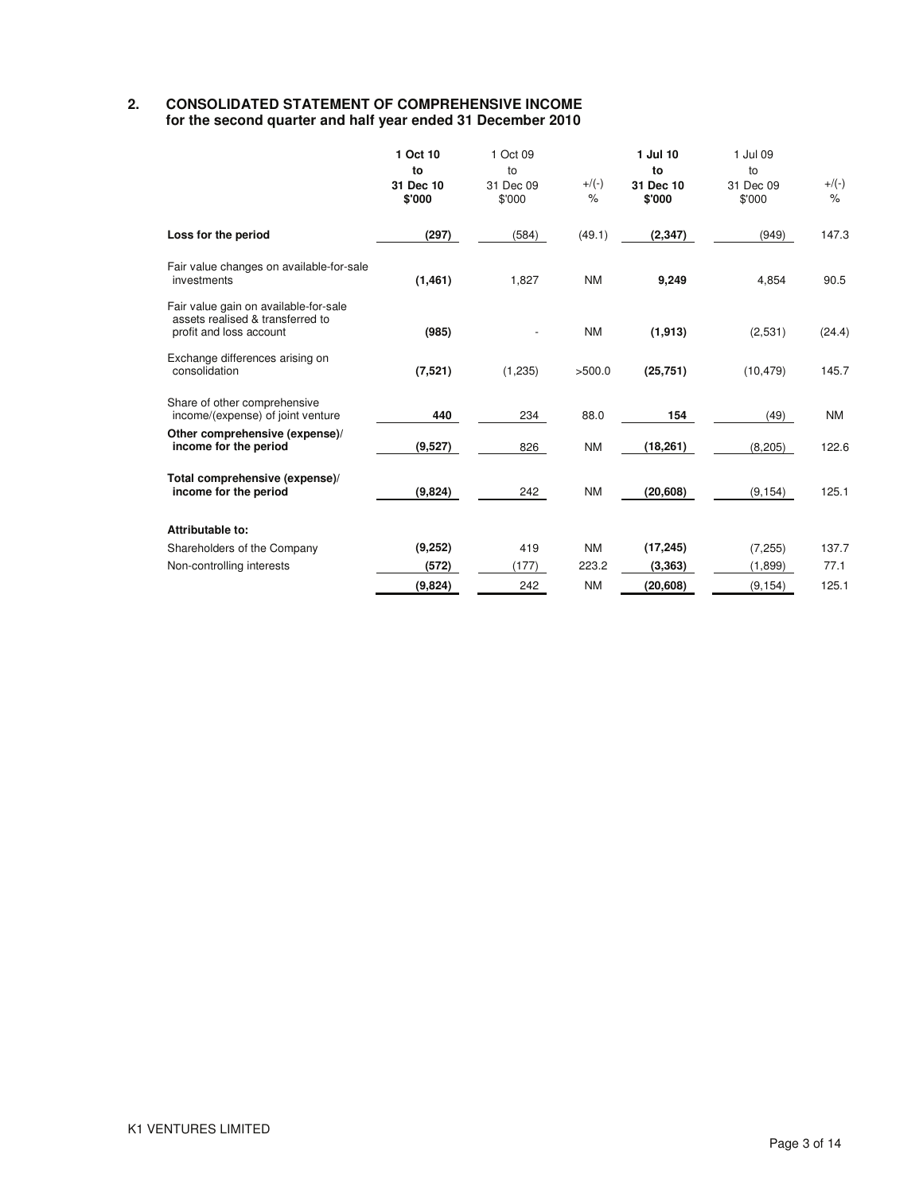## 2. CONSOLIDATED STATEMENT OF COMPREHENSIVE INCOME
**for the second quarter and half year ended 31 December 2010**

| | **1 Oct 10 to 31 Dec 10 $'000** | 1 Oct 09 to 31 Dec 09 $'000 | +/(-) % | **1 Jul 10 to 31 Dec 10 $'000** | 1 Jul 09 to 31 Dec 09 $'000 | +/(-) % |
|---|---|---|---|---|---|---|
| **Loss for the period** | **(297)** | (584) | (49.1) | **(2,347)** | (949) | 147.3 |
| Fair value changes on available-for-sale investments | **(1,461)** | 1,827 | NM | **9,249** | 4,854 | 90.5 |
| Fair value gain on available-for-sale assets realised & transferred to profit and loss account | **(985)** | - | NM | **(1,913)** | (2,531) | (24.4) |
| Exchange differences arising on consolidation | **(7,521)** | (1,235) | >500.0 | **(25,751)** | (10,479) | 145.7 |
| Share of other comprehensive income/(expense) of joint venture | **440** | 234 | 88.0 | **154** | (49) | NM |
| **Other comprehensive (expense)/ income for the period** | **(9,527)** | 826 | NM | **(18,261)** | (8,205) | 122.6 |
| **Total comprehensive (expense)/ income for the period** | **(9,824)** | 242 | NM | **(20,608)** | (9,154) | 125.1 |
| **Attributable to:** | | | | | | |
| Shareholders of the Company | **(9,252)** | 419 | NM | **(17,245)** | (7,255) | 137.7 |
| Non-controlling interests | **(572)** | (177) | 223.2 | **(3,363)** | (1,899) | 77.1 |
| | **(9,824)** | 242 | NM | **(20,608)** | (9,154) | 125.1 |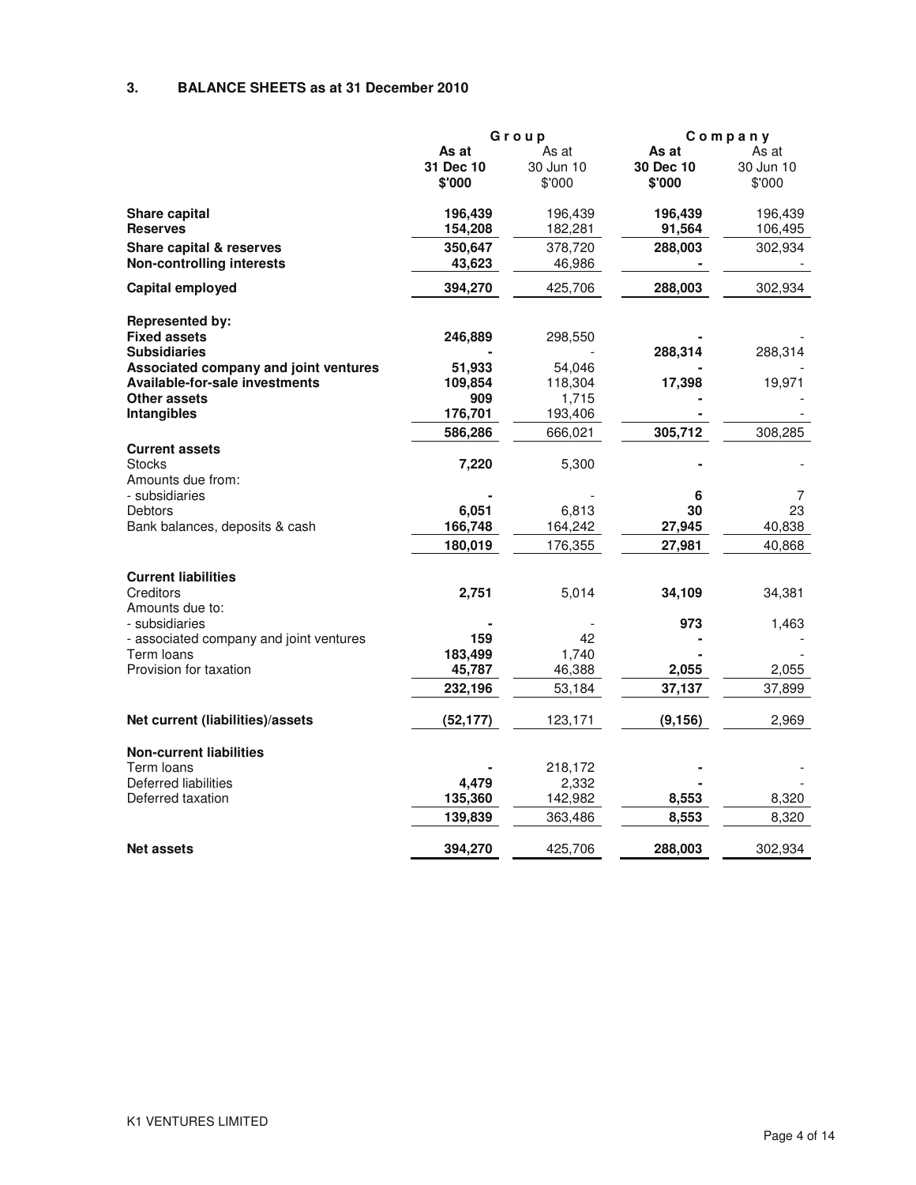## 3. BALANCE SHEETS as at 31 December 2010

| | Group | | Company | |
|---|---|---|---|---|
| | **As at 31 Dec 10 $'000** | As at 30 Jun 10 $'000 | **As at 30 Dec 10 $'000** | As at 30 Jun 10 $'000 |
| **Share capital** | **196,439** | 196,439 | **196,439** | 196,439 |
| **Reserves** | **154,208** | 182,281 | **91,564** | 106,495 |
| **Share capital & reserves** | **350,647** | 378,720 | **288,003** | 302,934 |
| **Non-controlling interests** | **43,623** | 46,986 | **-** | - |
| **Capital employed** | **394,270** | 425,706 | **288,003** | 302,934 |
| **Represented by:** | | | | |
| **Fixed assets** | **246,889** | 298,550 | **-** | - |
| **Subsidiaries** | **-** | - | **288,314** | 288,314 |
| **Associated company and joint ventures** | **51,933** | 54,046 | **-** | - |
| **Available-for-sale investments** | **109,854** | 118,304 | **17,398** | 19,971 |
| **Other assets** | **909** | 1,715 | **-** | - |
| **Intangibles** | **176,701** | 193,406 | **-** | - |
| | **586,286** | 666,021 | **305,712** | 308,285 |
| **Current assets** | | | | |
| Stocks | **7,220** | 5,300 | **-** | - |
| Amounts due from: | | | | |
| - subsidiaries | **-** | - | **6** | 7 |
| Debtors | **6,051** | 6,813 | **30** | 23 |
| Bank balances, deposits & cash | **166,748** | 164,242 | **27,945** | 40,838 |
| | **180,019** | 176,355 | **27,981** | 40,868 |
| **Current liabilities** | | | | |
| Creditors | **2,751** | 5,014 | **34,109** | 34,381 |
| Amounts due to: | | | | |
| - subsidiaries | **-** | - | **973** | 1,463 |
| - associated company and joint ventures | **159** | 42 | **-** | - |
| Term loans | **183,499** | 1,740 | **-** | - |
| Provision for taxation | **45,787** | 46,388 | **2,055** | 2,055 |
| | **232,196** | 53,184 | **37,137** | 37,899 |
| **Net current (liabilities)/assets** | **(52,177)** | 123,171 | **(9,156)** | 2,969 |
| **Non-current liabilities** | | | | |
| Term loans | **-** | 218,172 | **-** | - |
| Deferred liabilities | **4,479** | 2,332 | **-** | - |
| Deferred taxation | **135,360** | 142,982 | **8,553** | 8,320 |
| | **139,839** | 363,486 | **8,553** | 8,320 |
| **Net assets** | **394,270** | 425,706 | **288,003** | 302,934 |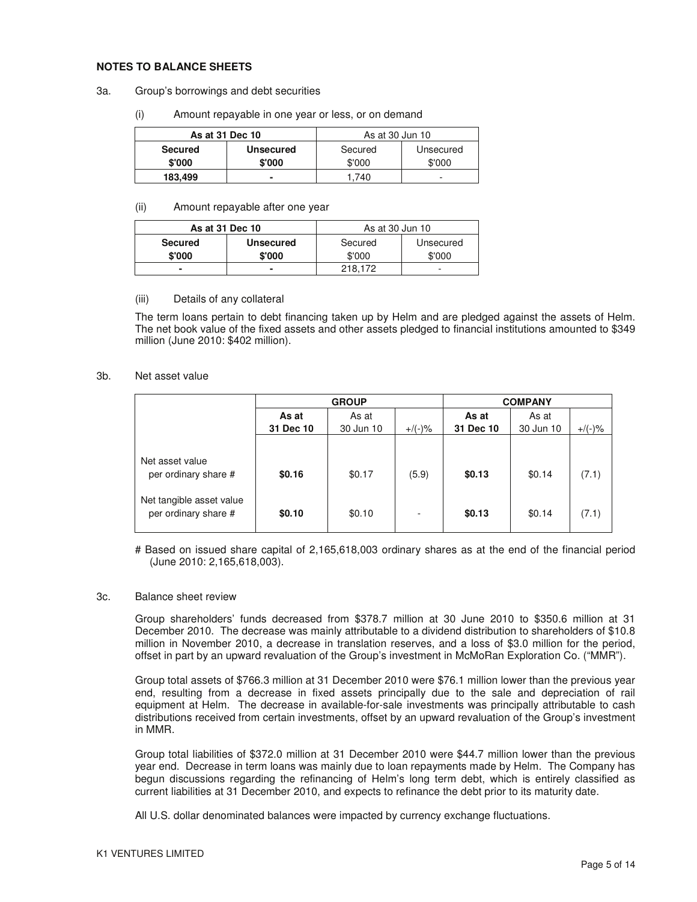**NOTES TO BALANCE SHEETS**

3a. Group's borrowings and debt securities

(i) Amount repayable in one year or less, or on demand

| **As at 31 Dec 10** | | As at 30 Jun 10 | |
|---|---|---|---|
| **Secured \$'000** | **Unsecured \$'000** | Secured \$'000 | Unsecured \$'000 |
| **183,499** | **-** | 1,740 | - |

(ii) Amount repayable after one year

| **As at 31 Dec 10** | | As at 30 Jun 10 | |
|---|---|---|---|
| **Secured \$'000** | **Unsecured \$'000** | Secured \$'000 | Unsecured \$'000 |
| **-** | **-** | 218,172 | - |

(iii) Details of any collateral

The term loans pertain to debt financing taken up by Helm and are pledged against the assets of Helm. The net book value of the fixed assets and other assets pledged to financial institutions amounted to \$349 million (June 2010: \$402 million).

3b. Net asset value

| | **GROUP** | | | **COMPANY** | | |
|---|---|---|---|---|---|---|
| | **As at 31 Dec 10** | As at 30 Jun 10 | +/(-)% | **As at 31 Dec 10** | As at 30 Jun 10 | +/(-)% |
| Net asset value per ordinary share # | **\$0.16** | \$0.17 | (5.9) | **\$0.13** | \$0.14 | (7.1) |
| Net tangible asset value per ordinary share # | **\$0.10** | \$0.10 | - | **\$0.13** | \$0.14 | (7.1) |

# Based on issued share capital of 2,165,618,003 ordinary shares as at the end of the financial period (June 2010: 2,165,618,003).

3c. Balance sheet review

Group shareholders' funds decreased from \$378.7 million at 30 June 2010 to \$350.6 million at 31 December 2010. The decrease was mainly attributable to a dividend distribution to shareholders of \$10.8 million in November 2010, a decrease in translation reserves, and a loss of \$3.0 million for the period, offset in part by an upward revaluation of the Group's investment in McMoRan Exploration Co. ("MMR").

Group total assets of \$766.3 million at 31 December 2010 were \$76.1 million lower than the previous year end, resulting from a decrease in fixed assets principally due to the sale and depreciation of rail equipment at Helm. The decrease in available-for-sale investments was principally attributable to cash distributions received from certain investments, offset by an upward revaluation of the Group's investment in MMR.

Group total liabilities of \$372.0 million at 31 December 2010 were \$44.7 million lower than the previous year end. Decrease in term loans was mainly due to loan repayments made by Helm. The Company has begun discussions regarding the refinancing of Helm's long term debt, which is entirely classified as current liabilities at 31 December 2010, and expects to refinance the debt prior to its maturity date.

All U.S. dollar denominated balances were impacted by currency exchange fluctuations.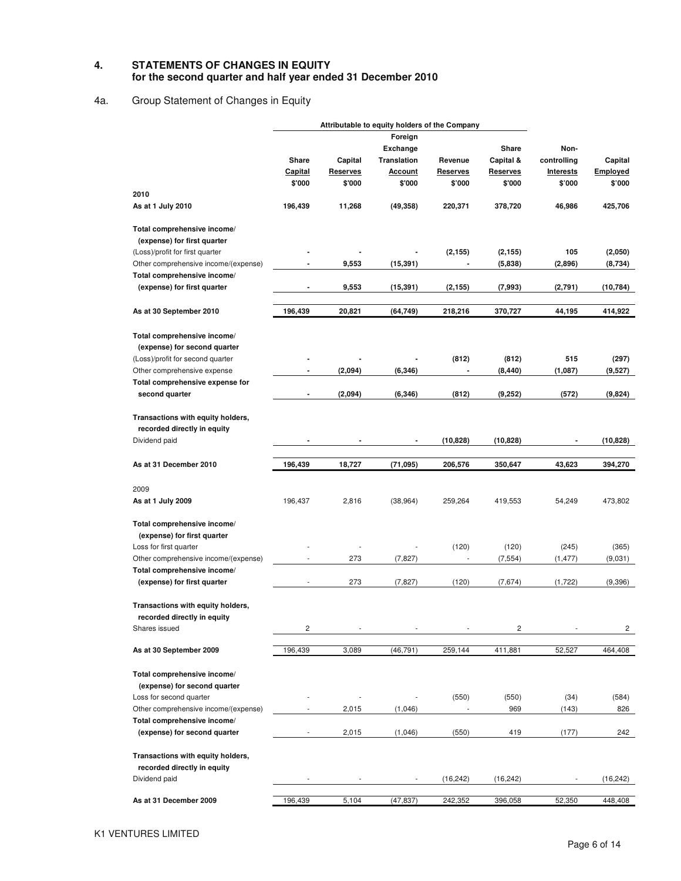## 4. STATEMENTS OF CHANGES IN EQUITY for the second quarter and half year ended 31 December 2010

### 4a. Group Statement of Changes in Equity

| | Attributable to equity holders of the Company | | | | | | |
|---|---|---|---|---|---|---|---|
| | Share Capital | Capital Reserves | Foreign Exchange Translation Account | Revenue Reserves | Share Capital & Reserves | Non-controlling Interests | Capital Employed |
| | $'000 | $'000 | $'000 | $'000 | $'000 | $'000 | $'000 |
| **2010** | | | | | | | |
| **As at 1 July 2010** | **196,439** | **11,268** | **(49,358)** | **220,371** | **378,720** | **46,986** | **425,706** |
| **Total comprehensive income/ (expense) for first quarter** | | | | | | | |
| (Loss)/profit for first quarter | **-** | **-** | **-** | **(2,155)** | **(2,155)** | **105** | **(2,050)** |
| Other comprehensive income/(expense) | **-** | **9,553** | **(15,391)** | **-** | **(5,838)** | **(2,896)** | **(8,734)** |
| **Total comprehensive income/ (expense) for first quarter** | **-** | **9,553** | **(15,391)** | **(2,155)** | **(7,993)** | **(2,791)** | **(10,784)** |
| **As at 30 September 2010** | **196,439** | **20,821** | **(64,749)** | **218,216** | **370,727** | **44,195** | **414,922** |
| **Total comprehensive income/ (expense) for second quarter** | | | | | | | |
| (Loss)/profit for second quarter | **-** | **-** | **-** | **(812)** | **(812)** | **515** | **(297)** |
| Other comprehensive expense | **-** | **(2,094)** | **(6,346)** | **-** | **(8,440)** | **(1,087)** | **(9,527)** |
| **Total comprehensive expense for second quarter** | **-** | **(2,094)** | **(6,346)** | **(812)** | **(9,252)** | **(572)** | **(9,824)** |
| **Transactions with equity holders, recorded directly in equity** | | | | | | | |
| Dividend paid | **-** | **-** | **-** | **(10,828)** | **(10,828)** | **-** | **(10,828)** |
| **As at 31 December 2010** | **196,439** | **18,727** | **(71,095)** | **206,576** | **350,647** | **43,623** | **394,270** |
| 2009 | | | | | | | |
| **As at 1 July 2009** | 196,437 | 2,816 | (38,964) | 259,264 | 419,553 | 54,249 | 473,802 |
| **Total comprehensive income/ (expense) for first quarter** | | | | | | | |
| Loss for first quarter | - | - | - | (120) | (120) | (245) | (365) |
| Other comprehensive income/(expense) | - | 273 | (7,827) | - | (7,554) | (1,477) | (9,031) |
| **Total comprehensive income/ (expense) for first quarter** | - | 273 | (7,827) | (120) | (7,674) | (1,722) | (9,396) |
| **Transactions with equity holders, recorded directly in equity** | | | | | | | |
| Shares issued | 2 | - | - | - | 2 | - | 2 |
| **As at 30 September 2009** | 196,439 | 3,089 | (46,791) | 259,144 | 411,881 | 52,527 | 464,408 |
| **Total comprehensive income/ (expense) for second quarter** | | | | | | | |
| Loss for second quarter | - | - | - | (550) | (550) | (34) | (584) |
| Other comprehensive income/(expense) | - | 2,015 | (1,046) | - | 969 | (143) | 826 |
| **Total comprehensive income/ (expense) for second quarter** | - | 2,015 | (1,046) | (550) | 419 | (177) | 242 |
| **Transactions with equity holders, recorded directly in equity** | | | | | | | |
| Dividend paid | - | - | - | (16,242) | (16,242) | - | (16,242) |
| **As at 31 December 2009** | 196,439 | 5,104 | (47,837) | 242,352 | 396,058 | 52,350 | 448,408 |

K1 VENTURES LIMITED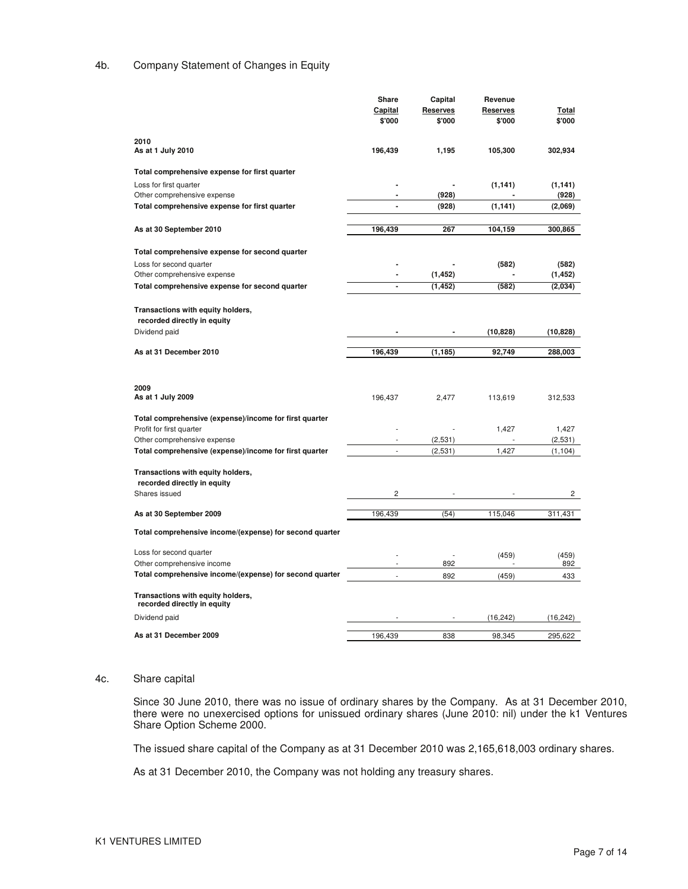## 4b. Company Statement of Changes in Equity

| | Share Capital $'000 | Capital Reserves $'000 | Revenue Reserves $'000 | Total $'000 |
|---|---|---|---|---|
| **2010** | | | | |
| **As at 1 July 2010** | **196,439** | **1,195** | **105,300** | **302,934** |
| **Total comprehensive expense for first quarter** | | | | |
| Loss for first quarter | **-** | **-** | **(1,141)** | **(1,141)** |
| Other comprehensive expense | **-** | **(928)** | **-** | **(928)** |
| **Total comprehensive expense for first quarter** | **-** | **(928)** | **(1,141)** | **(2,069)** |
| **As at 30 September 2010** | **196,439** | **267** | **104,159** | **300,865** |
| **Total comprehensive expense for second quarter** | | | | |
| Loss for second quarter | **-** | **-** | **(582)** | **(582)** |
| Other comprehensive expense | **-** | **(1,452)** | **-** | **(1,452)** |
| **Total comprehensive expense for second quarter** | **-** | **(1,452)** | **(582)** | **(2,034)** |
| **Transactions with equity holders, recorded directly in equity** | | | | |
| Dividend paid | **-** | **-** | **(10,828)** | **(10,828)** |
| **As at 31 December 2010** | **196,439** | **(1,185)** | **92,749** | **288,003** |
| | | | | |
| **2009** | | | | |
| **As at 1 July 2009** | 196,437 | 2,477 | 113,619 | 312,533 |
| **Total comprehensive (expense)/income for first quarter** | | | | |
| Profit for first quarter | - | - | 1,427 | 1,427 |
| Other comprehensive expense | - | (2,531) | - | (2,531) |
| **Total comprehensive (expense)/income for first quarter** | - | (2,531) | 1,427 | (1,104) |
| **Transactions with equity holders, recorded directly in equity** | | | | |
| Shares issued | 2 | - | - | 2 |
| **As at 30 September 2009** | 196,439 | (54) | 115,046 | 311,431 |
| **Total comprehensive income/(expense) for second quarter** | | | | |
| Loss for second quarter | - | - | (459) | (459) |
| Other comprehensive income | - | 892 | - | 892 |
| **Total comprehensive income/(expense) for second quarter** | - | 892 | (459) | 433 |
| **Transactions with equity holders, recorded directly in equity** | | | | |
| Dividend paid | - | - | (16,242) | (16,242) |
| **As at 31 December 2009** | 196,439 | 838 | 98,345 | 295,622 |

## 4c. Share capital

Since 30 June 2010, there was no issue of ordinary shares by the Company. As at 31 December 2010, there were no unexercised options for unissued ordinary shares (June 2010: nil) under the k1 Ventures Share Option Scheme 2000.

The issued share capital of the Company as at 31 December 2010 was 2,165,618,003 ordinary shares.

As at 31 December 2010, the Company was not holding any treasury shares.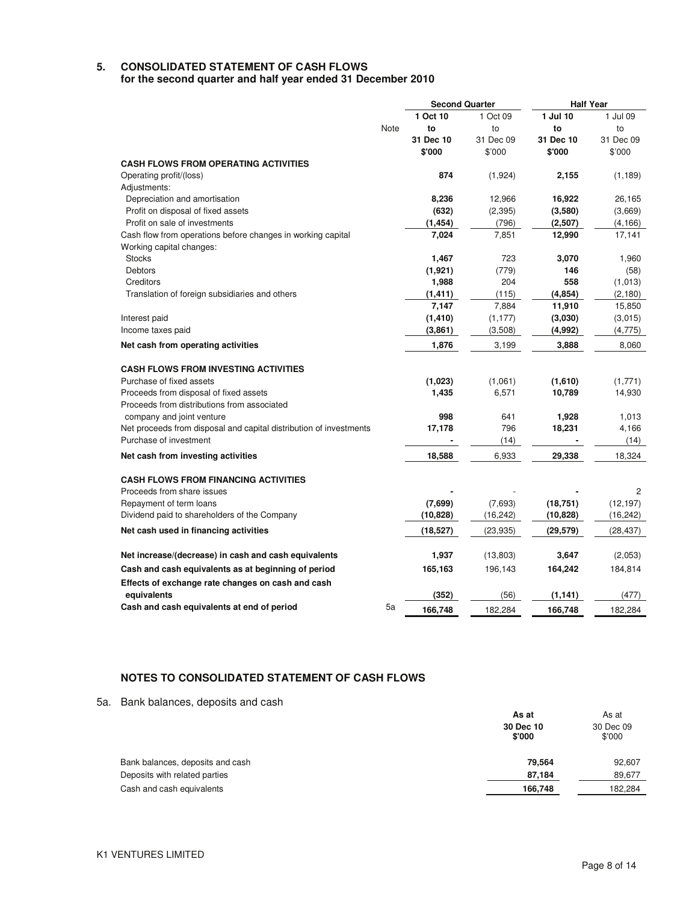## 5. CONSOLIDATED STATEMENT OF CASH FLOWS
### for the second quarter and half year ended 31 December 2010

| | Note | Second Quarter | | Half Year | |
|---|---|---|---|---|---|
| | | **1 Oct 10 to 31 Dec 10 $'000** | 1 Oct 09 to 31 Dec 09 $'000 | **1 Jul 10 to 31 Dec 10 $'000** | 1 Jul 09 to 31 Dec 09 $'000 |
| **CASH FLOWS FROM OPERATING ACTIVITIES** | | | | | |
| Operating profit/(loss) | | **874** | (1,924) | **2,155** | (1,189) |
| Adjustments: | | | | | |
| Depreciation and amortisation | | **8,236** | 12,966 | **16,922** | 26,165 |
| Profit on disposal of fixed assets | | **(632)** | (2,395) | **(3,580)** | (3,669) |
| Profit on sale of investments | | **(1,454)** | (796) | **(2,507)** | (4,166) |
| Cash flow from operations before changes in working capital | | **7,024** | 7,851 | **12,990** | 17,141 |
| Working capital changes: | | | | | |
| Stocks | | **1,467** | 723 | **3,070** | 1,960 |
| Debtors | | **(1,921)** | (779) | **146** | (58) |
| Creditors | | **1,988** | 204 | **558** | (1,013) |
| Translation of foreign subsidiaries and others | | **(1,411)** | (115) | **(4,854)** | (2,180) |
| | | **7,147** | 7,884 | **11,910** | 15,850 |
| Interest paid | | **(1,410)** | (1,177) | **(3,030)** | (3,015) |
| Income taxes paid | | **(3,861)** | (3,508) | **(4,992)** | (4,775) |
| **Net cash from operating activities** | | **1,876** | 3,199 | **3,888** | 8,060 |
| **CASH FLOWS FROM INVESTING ACTIVITIES** | | | | | |
| Purchase of fixed assets | | **(1,023)** | (1,061) | **(1,610)** | (1,771) |
| Proceeds from disposal of fixed assets | | **1,435** | 6,571 | **10,789** | 14,930 |
| Proceeds from distributions from associated company and joint venture | | **998** | 641 | **1,928** | 1,013 |
| Net proceeds from disposal and capital distribution of investments | | **17,178** | 796 | **18,231** | 4,166 |
| Purchase of investment | | **-** | (14) | **-** | (14) |
| **Net cash from investing activities** | | **18,588** | 6,933 | **29,338** | 18,324 |
| **CASH FLOWS FROM FINANCING ACTIVITIES** | | | | | |
| Proceeds from share issues | | **-** | - | **-** | 2 |
| Repayment of term loans | | **(7,699)** | (7,693) | **(18,751)** | (12,197) |
| Dividend paid to shareholders of the Company | | **(10,828)** | (16,242) | **(10,828)** | (16,242) |
| **Net cash used in financing activities** | | **(18,527)** | (23,935) | **(29,579)** | (28,437) |
| **Net increase/(decrease) in cash and cash equivalents** | | **1,937** | (13,803) | **3,647** | (2,053) |
| **Cash and cash equivalents as at beginning of period** | | **165,163** | 196,143 | **164,242** | 184,814 |
| **Effects of exchange rate changes on cash and cash equivalents** | | **(352)** | (56) | **(1,141)** | (477) |
| **Cash and cash equivalents at end of period** | 5a | **166,748** | 182,284 | **166,748** | 182,284 |

### NOTES TO CONSOLIDATED STATEMENT OF CASH FLOWS

5a. Bank balances, deposits and cash

| | **As at 30 Dec 10 $'000** | As at 30 Dec 09 $'000 |
|---|---|---|
| Bank balances, deposits and cash | **79,564** | 92,607 |
| Deposits with related parties | **87,184** | 89,677 |
| Cash and cash equivalents | **166,748** | 182,284 |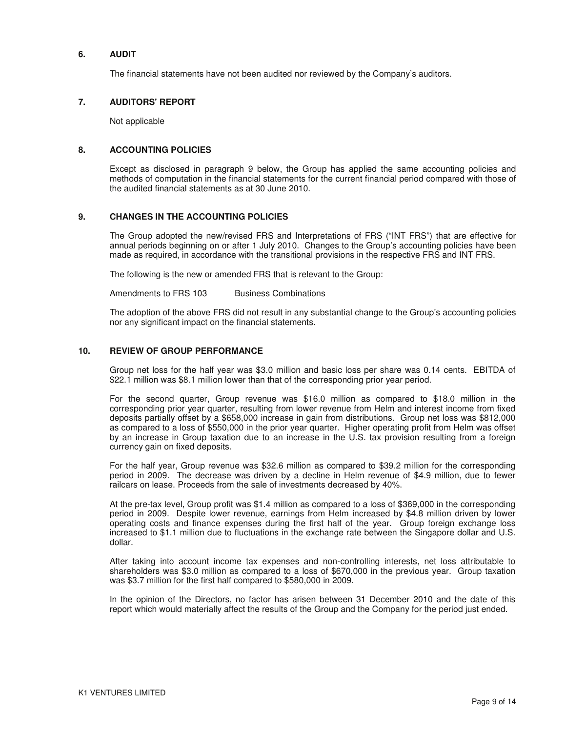## 6. AUDIT

The financial statements have not been audited nor reviewed by the Company's auditors.

## 7. AUDITORS' REPORT

Not applicable

## 8. ACCOUNTING POLICIES

Except as disclosed in paragraph 9 below, the Group has applied the same accounting policies and methods of computation in the financial statements for the current financial period compared with those of the audited financial statements as at 30 June 2010.

## 9. CHANGES IN THE ACCOUNTING POLICIES

The Group adopted the new/revised FRS and Interpretations of FRS ("INT FRS") that are effective for annual periods beginning on or after 1 July 2010. Changes to the Group's accounting policies have been made as required, in accordance with the transitional provisions in the respective FRS and INT FRS.

The following is the new or amended FRS that is relevant to the Group:

Amendments to FRS 103 Business Combinations

The adoption of the above FRS did not result in any substantial change to the Group's accounting policies nor any significant impact on the financial statements.

## 10. REVIEW OF GROUP PERFORMANCE

Group net loss for the half year was $3.0 million and basic loss per share was 0.14 cents. EBITDA of $22.1 million was $8.1 million lower than that of the corresponding prior year period.

For the second quarter, Group revenue was $16.0 million as compared to $18.0 million in the corresponding prior year quarter, resulting from lower revenue from Helm and interest income from fixed deposits partially offset by a $658,000 increase in gain from distributions. Group net loss was $812,000 as compared to a loss of $550,000 in the prior year quarter. Higher operating profit from Helm was offset by an increase in Group taxation due to an increase in the U.S. tax provision resulting from a foreign currency gain on fixed deposits.

For the half year, Group revenue was $32.6 million as compared to $39.2 million for the corresponding period in 2009. The decrease was driven by a decline in Helm revenue of $4.9 million, due to fewer railcars on lease. Proceeds from the sale of investments decreased by 40%.

At the pre-tax level, Group profit was $1.4 million as compared to a loss of $369,000 in the corresponding period in 2009. Despite lower revenue, earnings from Helm increased by $4.8 million driven by lower operating costs and finance expenses during the first half of the year. Group foreign exchange loss increased to $1.1 million due to fluctuations in the exchange rate between the Singapore dollar and U.S. dollar.

After taking into account income tax expenses and non-controlling interests, net loss attributable to shareholders was $3.0 million as compared to a loss of $670,000 in the previous year. Group taxation was $3.7 million for the first half compared to $580,000 in 2009.

In the opinion of the Directors, no factor has arisen between 31 December 2010 and the date of this report which would materially affect the results of the Group and the Company for the period just ended.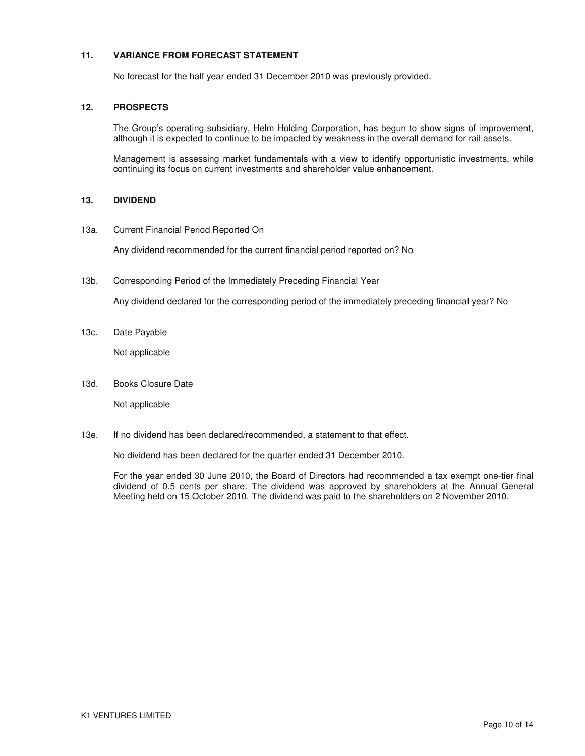## 11. VARIANCE FROM FORECAST STATEMENT

No forecast for the half year ended 31 December 2010 was previously provided.

## 12. PROSPECTS

The Group's operating subsidiary, Helm Holding Corporation, has begun to show signs of improvement, although it is expected to continue to be impacted by weakness in the overall demand for rail assets.

Management is assessing market fundamentals with a view to identify opportunistic investments, while continuing its focus on current investments and shareholder value enhancement.

## 13. DIVIDEND

13a. Current Financial Period Reported On

Any dividend recommended for the current financial period reported on? No

13b. Corresponding Period of the Immediately Preceding Financial Year

Any dividend declared for the corresponding period of the immediately preceding financial year? No

13c. Date Payable

Not applicable

13d. Books Closure Date

Not applicable

13e. If no dividend has been declared/recommended, a statement to that effect.

No dividend has been declared for the quarter ended 31 December 2010.

For the year ended 30 June 2010, the Board of Directors had recommended a tax exempt one-tier final dividend of 0.5 cents per share. The dividend was approved by shareholders at the Annual General Meeting held on 15 October 2010. The dividend was paid to the shareholders on 2 November 2010.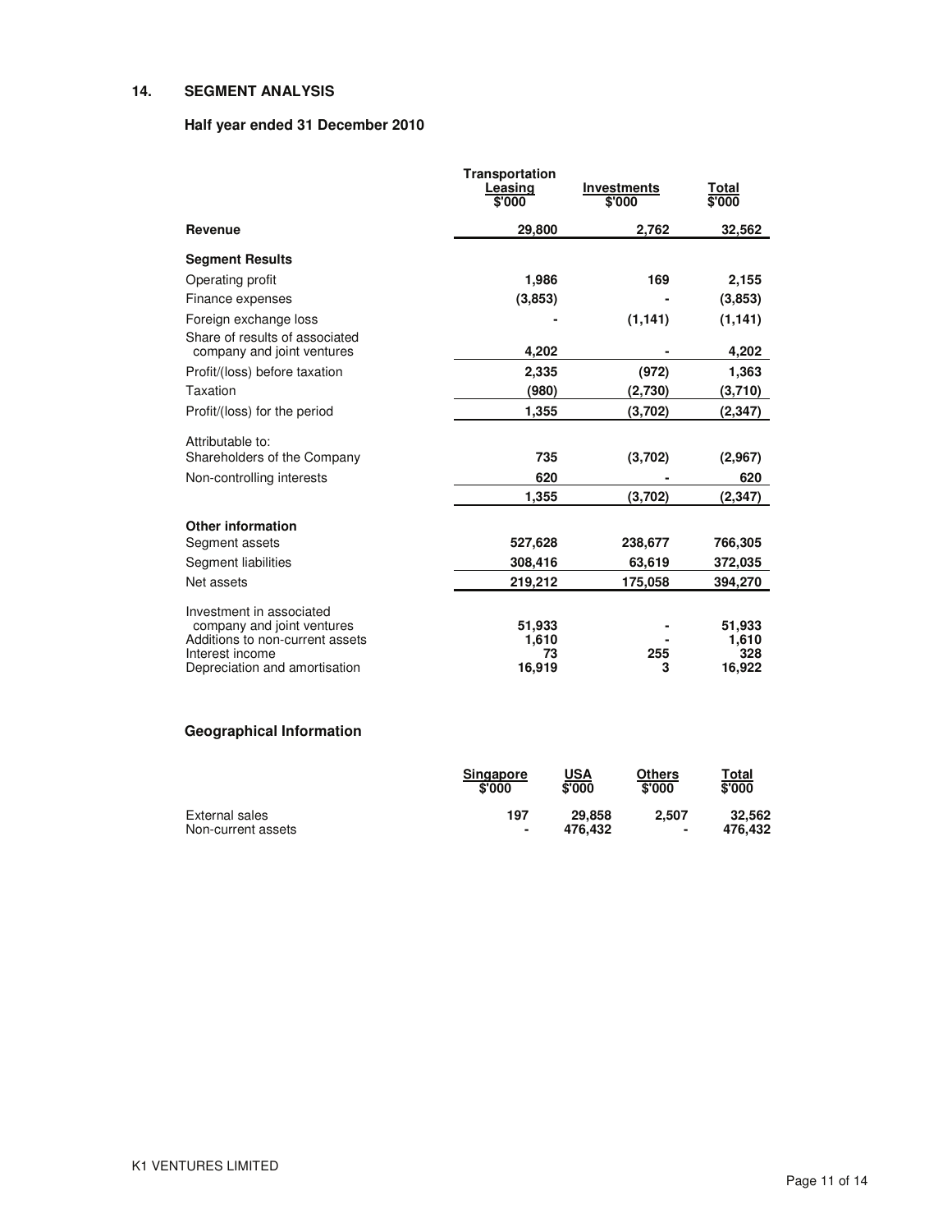## 14. SEGMENT ANALYSIS

### Half year ended 31 December 2010

| | Transportation Leasing $'000 | Investments $'000 | Total $'000 |
|---|---|---|---|
| **Revenue** | **29,800** | **2,762** | **32,562** |
| **Segment Results** | | | |
| Operating profit | **1,986** | **169** | **2,155** |
| Finance expenses | **(3,853)** | **-** | **(3,853)** |
| Foreign exchange loss | **-** | **(1,141)** | **(1,141)** |
| Share of results of associated company and joint ventures | **4,202** | **-** | **4,202** |
| Profit/(loss) before taxation | **2,335** | **(972)** | **1,363** |
| Taxation | **(980)** | **(2,730)** | **(3,710)** |
| Profit/(loss) for the period | **1,355** | **(3,702)** | **(2,347)** |
| Attributable to: | | | |
| Shareholders of the Company | **735** | **(3,702)** | **(2,967)** |
| Non-controlling interests | **620** | **-** | **620** |
| | **1,355** | **(3,702)** | **(2,347)** |
| **Other information** | | | |
| Segment assets | **527,628** | **238,677** | **766,305** |
| Segment liabilities | **308,416** | **63,619** | **372,035** |
| Net assets | **219,212** | **175,058** | **394,270** |
| Investment in associated company and joint ventures | **51,933** | **-** | **51,933** |
| Additions to non-current assets | **1,610** | **-** | **1,610** |
| Interest income | **73** | **255** | **328** |
| Depreciation and amortisation | **16,919** | **3** | **16,922** |

### Geographical Information

| | Singapore $'000 | USA $'000 | Others $'000 | Total $'000 |
|---|---|---|---|---|
| External sales | **197** | **29,858** | **2,507** | **32,562** |
| Non-current assets | **-** | **476,432** | **-** | **476,432** |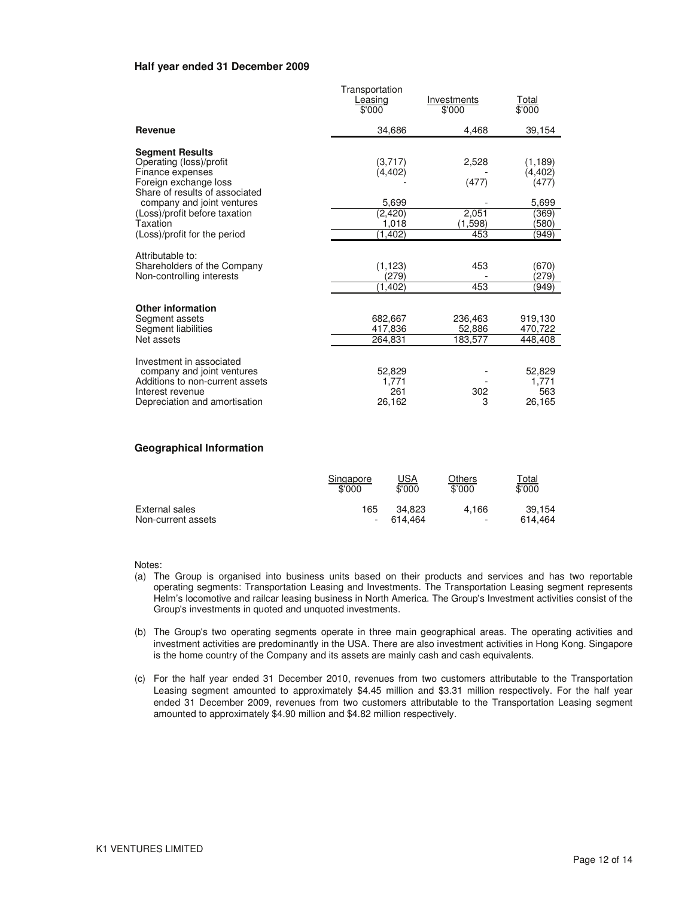**Half year ended 31 December 2009**

| | Transportation Leasing $'000 | Investments $'000 | Total $'000 |
|---|---|---|---|
| **Revenue** | 34,686 | 4,468 | 39,154 |
| **Segment Results** | | | |
| Operating (loss)/profit | (3,717) | 2,528 | (1,189) |
| Finance expenses | (4,402) | - | (4,402) |
| Foreign exchange loss | - | (477) | (477) |
| Share of results of associated company and joint ventures | 5,699 | - | 5,699 |
| (Loss)/profit before taxation | (2,420) | 2,051 | (369) |
| Taxation | 1,018 | (1,598) | (580) |
| (Loss)/profit for the period | (1,402) | 453 | (949) |
| Attributable to: | | | |
| Shareholders of the Company | (1,123) | 453 | (670) |
| Non-controlling interests | (279) | - | (279) |
| | (1,402) | 453 | (949) |
| **Other information** | | | |
| Segment assets | 682,667 | 236,463 | 919,130 |
| Segment liabilities | 417,836 | 52,886 | 470,722 |
| Net assets | 264,831 | 183,577 | 448,408 |
| Investment in associated company and joint ventures | 52,829 | - | 52,829 |
| Additions to non-current assets | 1,771 | - | 1,771 |
| Interest revenue | 261 | 302 | 563 |
| Depreciation and amortisation | 26,162 | 3 | 26,165 |

**Geographical Information**

| | Singapore $'000 | USA $'000 | Others $'000 | Total $'000 |
|---|---|---|---|---|
| External sales | 165 | 34,823 | 4,166 | 39,154 |
| Non-current assets | - | 614,464 | - | 614,464 |

Notes:

(a) The Group is organised into business units based on their products and services and has two reportable operating segments: Transportation Leasing and Investments. The Transportation Leasing segment represents Helm's locomotive and railcar leasing business in North America. The Group's Investment activities consist of the Group's investments in quoted and unquoted investments.

(b) The Group's two operating segments operate in three main geographical areas. The operating activities and investment activities are predominantly in the USA. There are also investment activities in Hong Kong. Singapore is the home country of the Company and its assets are mainly cash and cash equivalents.

(c) For the half year ended 31 December 2010, revenues from two customers attributable to the Transportation Leasing segment amounted to approximately $4.45 million and $3.31 million respectively. For the half year ended 31 December 2009, revenues from two customers attributable to the Transportation Leasing segment amounted to approximately $4.90 million and $4.82 million respectively.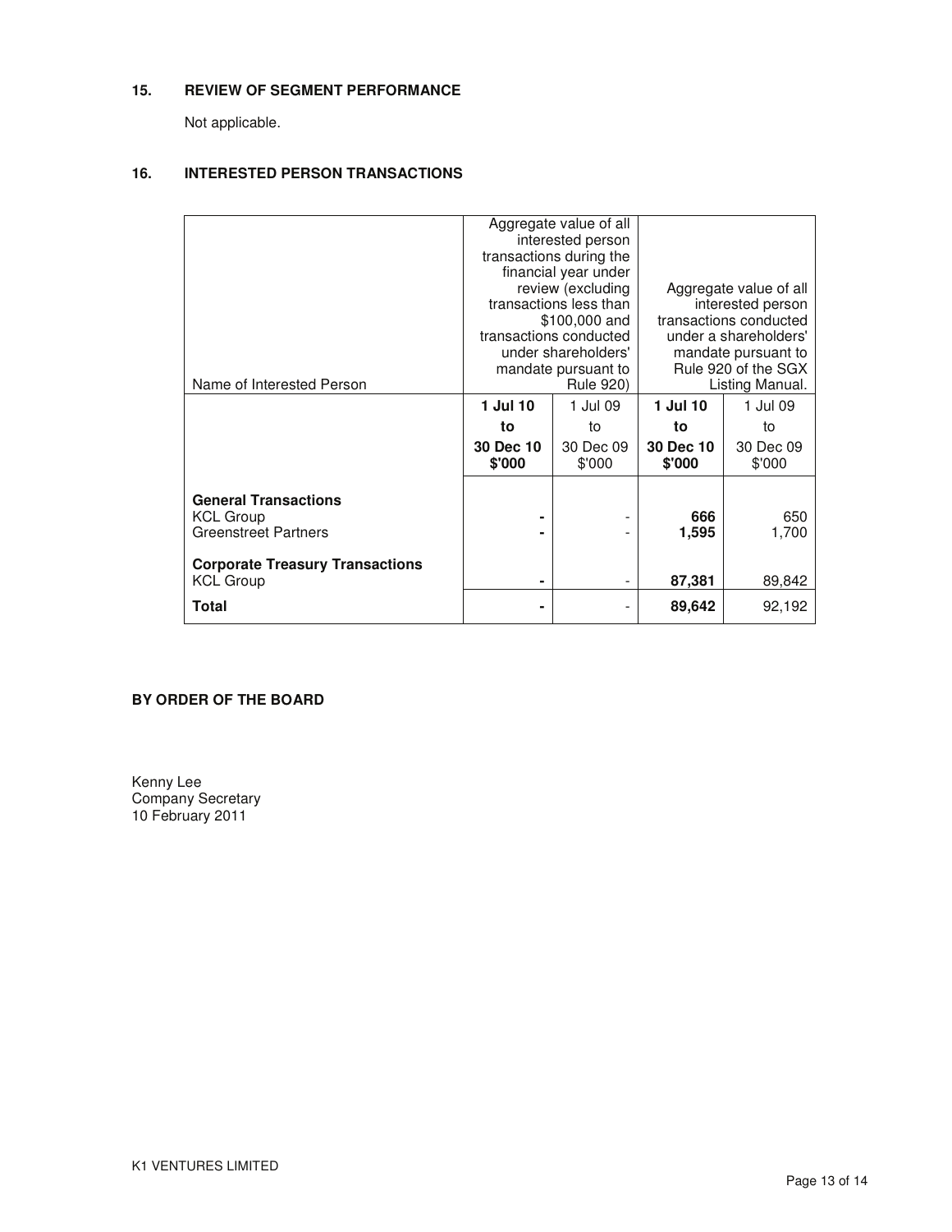## 15. REVIEW OF SEGMENT PERFORMANCE

Not applicable.

## 16. INTERESTED PERSON TRANSACTIONS

| Name of Interested Person | Aggregate value of all interested person transactions during the financial year under review (excluding transactions less than $100,000 and transactions conducted under shareholders' mandate pursuant to Rule 920) | | Aggregate value of all interested person transactions conducted under a shareholders' mandate pursuant to Rule 920 of the SGX Listing Manual. | |
|---|---|---|---|---|
| | **1 Jul 10 to 30 Dec 10 $'000** | 1 Jul 09 to 30 Dec 09 $'000 | **1 Jul 10 to 30 Dec 10 $'000** | 1 Jul 09 to 30 Dec 09 $'000 |
| **General Transactions** | | | | |
| KCL Group | **-** | - | **666** | 650 |
| Greenstreet Partners | **-** | - | **1,595** | 1,700 |
| **Corporate Treasury Transactions** | | | | |
| KCL Group | **-** | - | **87,381** | 89,842 |
| **Total** | **-** | - | **89,642** | 92,192 |

**BY ORDER OF THE BOARD**

Kenny Lee
Company Secretary
10 February 2011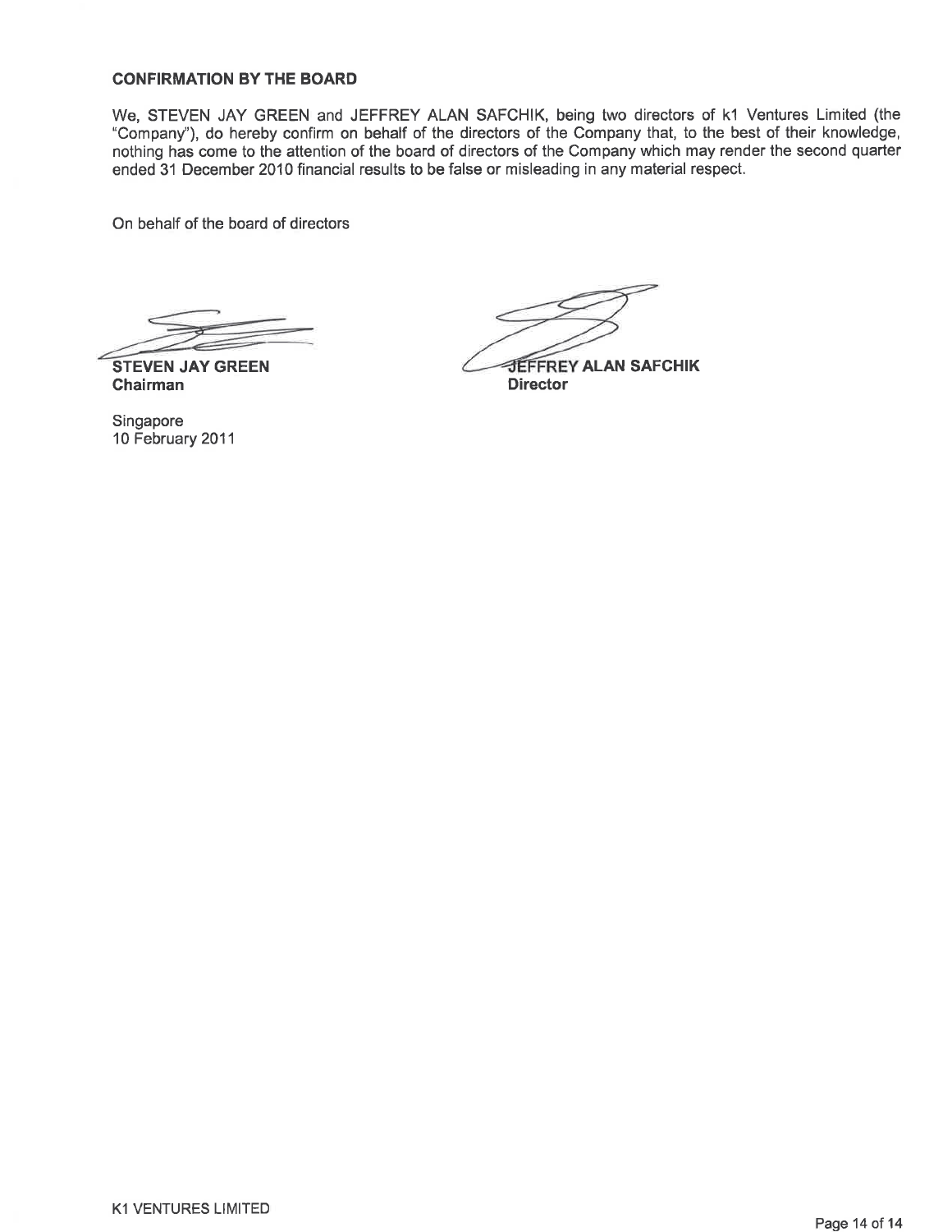## CONFIRMATION BY THE BOARD

We, STEVEN JAY GREEN and JEFFREY ALAN SAFCHIK, being two directors of k1 Ventures Limited (the "Company"), do hereby confirm on behalf of the directors of the Company that, to the best of their knowledge, nothing has come to the attention of the board of directors of the Company which may render the second quarter ended 31 December 2010 financial results to be false or misleading in any material respect.

On behalf of the board of directors

**STEVEN JAY GREEN**
**Chairman**

**JEFFREY ALAN SAFCHIK**
**Director**

Singapore
10 February 2011